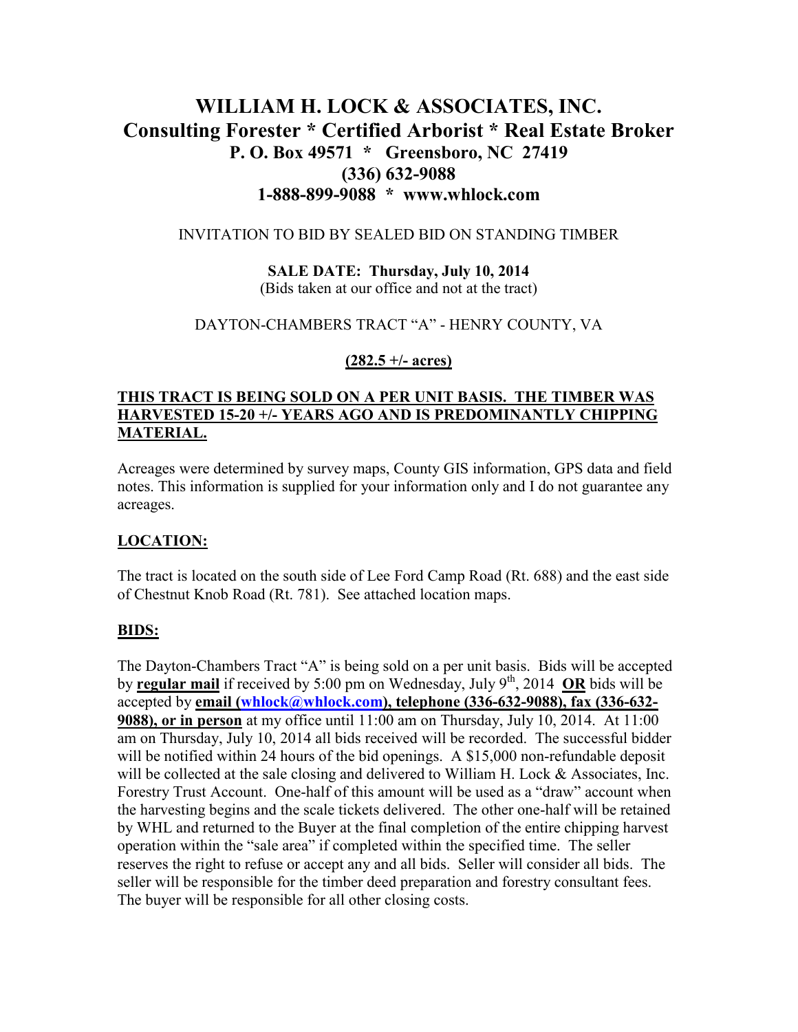# WILLIAM H. LOCK & ASSOCIATES, INC.
## Consulting Forester * Certified Arborist * Real Estate Broker
### P. O. Box 49571 * Greensboro, NC 27419
### (336) 632-9088
### 1-888-899-9088 * www.whlock.com

INVITATION TO BID BY SEALED BID ON STANDING TIMBER

**SALE DATE: Thursday, July 10, 2014**
(Bids taken at our office and not at the tract)

DAYTON-CHAMBERS TRACT "A" - HENRY COUNTY, VA

**(282.5 +/- acres)**

**THIS TRACT IS BEING SOLD ON A PER UNIT BASIS. THE TIMBER WAS HARVESTED 15-20 +/- YEARS AGO AND IS PREDOMINANTLY CHIPPING MATERIAL.**

Acreages were determined by survey maps, County GIS information, GPS data and field notes. This information is supplied for your information only and I do not guarantee any acreages.

## LOCATION:

The tract is located on the south side of Lee Ford Camp Road (Rt. 688) and the east side of Chestnut Knob Road (Rt. 781). See attached location maps.

## BIDS:

The Dayton-Chambers Tract "A" is being sold on a per unit basis. Bids will be accepted by **regular mail** if received by 5:00 pm on Wednesday, July 9th, 2014 **OR** bids will be accepted by **email (whlock@whlock.com), telephone (336-632-9088), fax (336-632-9088), or in person** at my office until 11:00 am on Thursday, July 10, 2014. At 11:00 am on Thursday, July 10, 2014 all bids received will be recorded. The successful bidder will be notified within 24 hours of the bid openings. A $15,000 non-refundable deposit will be collected at the sale closing and delivered to William H. Lock & Associates, Inc. Forestry Trust Account. One-half of this amount will be used as a "draw" account when the harvesting begins and the scale tickets delivered. The other one-half will be retained by WHL and returned to the Buyer at the final completion of the entire chipping harvest operation within the "sale area" if completed within the specified time. The seller reserves the right to refuse or accept any and all bids. Seller will consider all bids. The seller will be responsible for the timber deed preparation and forestry consultant fees. The buyer will be responsible for all other closing costs.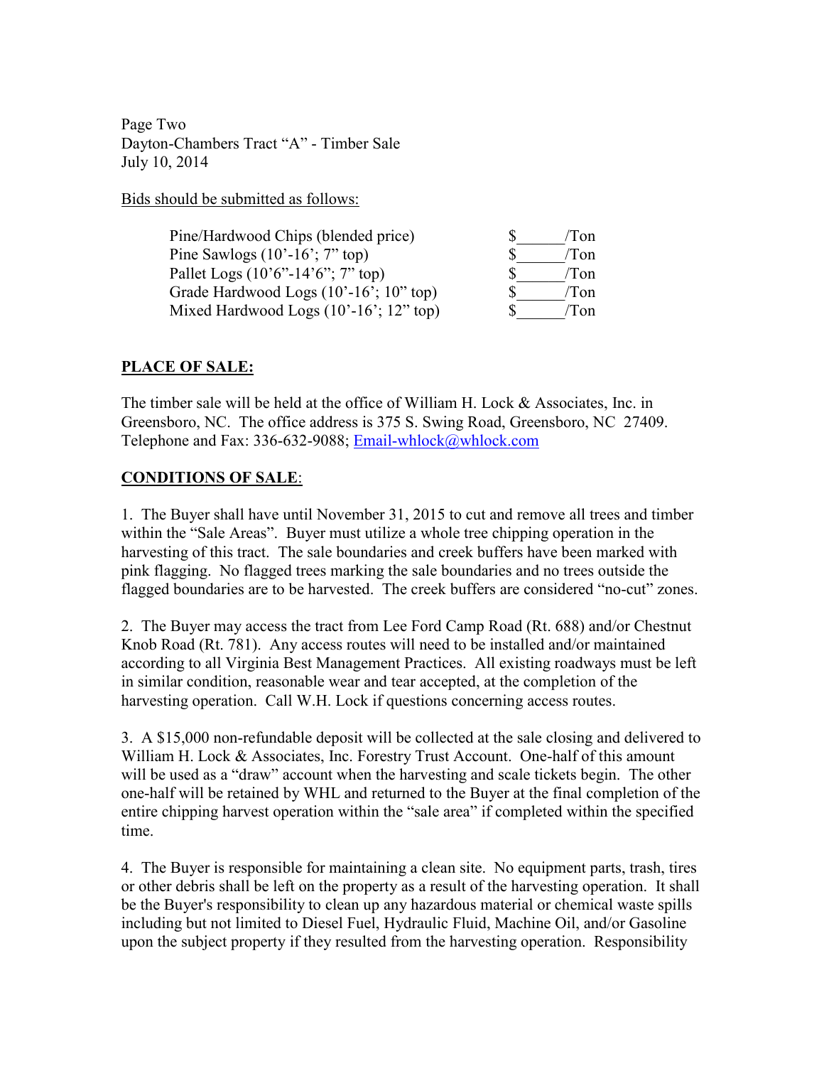Page Two
Dayton-Chambers Tract "A" - Timber Sale
July 10, 2014

Bids should be submitted as follows:

| | |
|---|---|
| Pine/Hardwood Chips (blended price) | $______/Ton |
| Pine Sawlogs (10'-16'; 7" top) | $______/Ton |
| Pallet Logs (10'6"-14'6"; 7" top) | $______/Ton |
| Grade Hardwood Logs (10'-16'; 10" top) | $______/Ton |
| Mixed Hardwood Logs (10'-16'; 12" top) | $______/Ton |

**PLACE OF SALE:**

The timber sale will be held at the office of William H. Lock & Associates, Inc. in Greensboro, NC. The office address is 375 S. Swing Road, Greensboro, NC 27409. Telephone and Fax: 336-632-9088; Email-whlock@whlock.com

**CONDITIONS OF SALE**:

1. The Buyer shall have until November 31, 2015 to cut and remove all trees and timber within the "Sale Areas". Buyer must utilize a whole tree chipping operation in the harvesting of this tract. The sale boundaries and creek buffers have been marked with pink flagging. No flagged trees marking the sale boundaries and no trees outside the flagged boundaries are to be harvested. The creek buffers are considered "no-cut" zones.

2. The Buyer may access the tract from Lee Ford Camp Road (Rt. 688) and/or Chestnut Knob Road (Rt. 781). Any access routes will need to be installed and/or maintained according to all Virginia Best Management Practices. All existing roadways must be left in similar condition, reasonable wear and tear accepted, at the completion of the harvesting operation. Call W.H. Lock if questions concerning access routes.

3. A $15,000 non-refundable deposit will be collected at the sale closing and delivered to William H. Lock & Associates, Inc. Forestry Trust Account. One-half of this amount will be used as a "draw" account when the harvesting and scale tickets begin. The other one-half will be retained by WHL and returned to the Buyer at the final completion of the entire chipping harvest operation within the "sale area" if completed within the specified time.

4. The Buyer is responsible for maintaining a clean site. No equipment parts, trash, tires or other debris shall be left on the property as a result of the harvesting operation. It shall be the Buyer's responsibility to clean up any hazardous material or chemical waste spills including but not limited to Diesel Fuel, Hydraulic Fluid, Machine Oil, and/or Gasoline upon the subject property if they resulted from the harvesting operation. Responsibility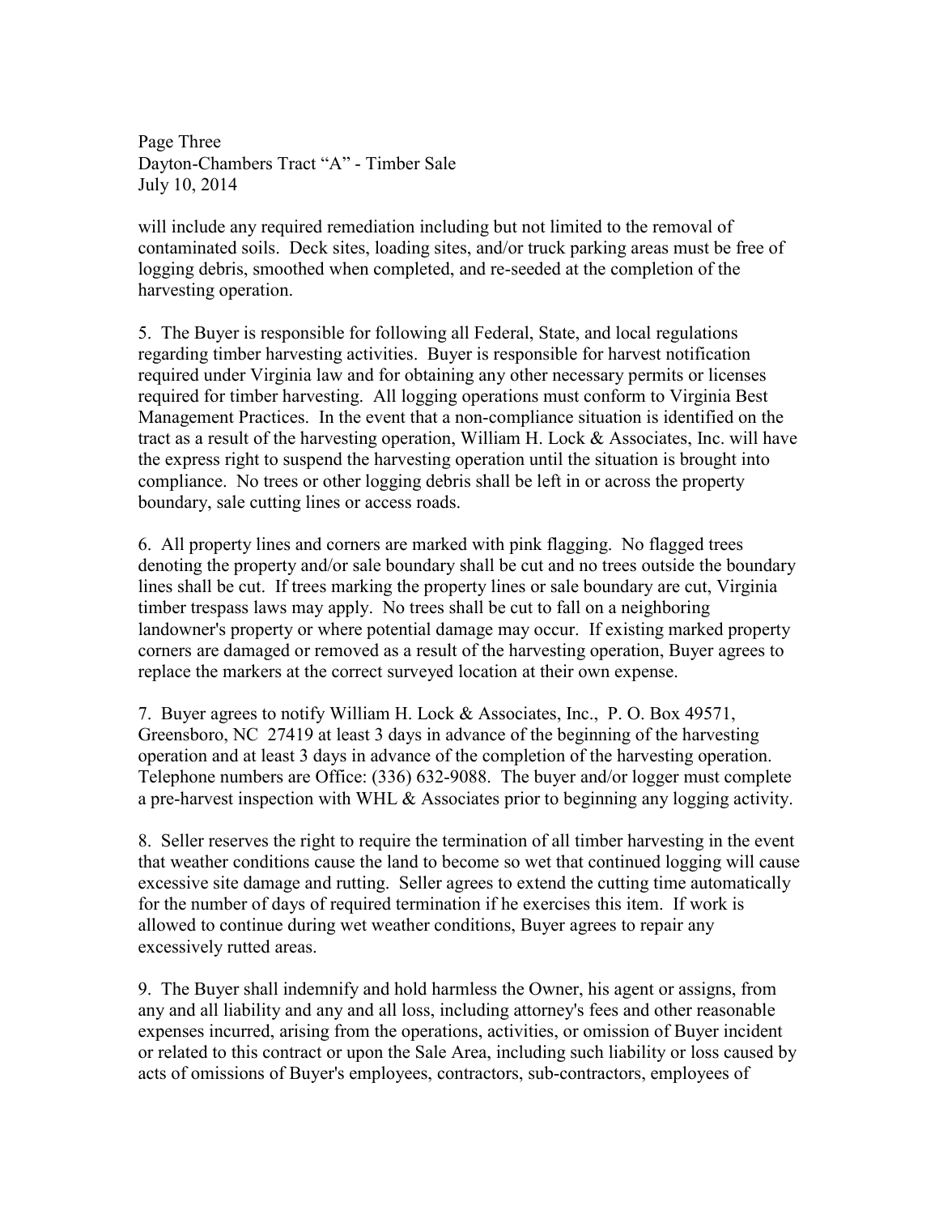will include any required remediation including but not limited to the removal of contaminated soils. Deck sites, loading sites, and/or truck parking areas must be free of logging debris, smoothed when completed, and re-seeded at the completion of the harvesting operation.

5. The Buyer is responsible for following all Federal, State, and local regulations regarding timber harvesting activities. Buyer is responsible for harvest notification required under Virginia law and for obtaining any other necessary permits or licenses required for timber harvesting. All logging operations must conform to Virginia Best Management Practices. In the event that a non-compliance situation is identified on the tract as a result of the harvesting operation, William H. Lock & Associates, Inc. will have the express right to suspend the harvesting operation until the situation is brought into compliance. No trees or other logging debris shall be left in or across the property boundary, sale cutting lines or access roads.

6. All property lines and corners are marked with pink flagging. No flagged trees denoting the property and/or sale boundary shall be cut and no trees outside the boundary lines shall be cut. If trees marking the property lines or sale boundary are cut, Virginia timber trespass laws may apply. No trees shall be cut to fall on a neighboring landowner's property or where potential damage may occur. If existing marked property corners are damaged or removed as a result of the harvesting operation, Buyer agrees to replace the markers at the correct surveyed location at their own expense.

7. Buyer agrees to notify William H. Lock & Associates, Inc., P. O. Box 49571, Greensboro, NC 27419 at least 3 days in advance of the beginning of the harvesting operation and at least 3 days in advance of the completion of the harvesting operation. Telephone numbers are Office: (336) 632-9088. The buyer and/or logger must complete a pre-harvest inspection with WHL & Associates prior to beginning any logging activity.

8. Seller reserves the right to require the termination of all timber harvesting in the event that weather conditions cause the land to become so wet that continued logging will cause excessive site damage and rutting. Seller agrees to extend the cutting time automatically for the number of days of required termination if he exercises this item. If work is allowed to continue during wet weather conditions, Buyer agrees to repair any excessively rutted areas.

9. The Buyer shall indemnify and hold harmless the Owner, his agent or assigns, from any and all liability and any and all loss, including attorney's fees and other reasonable expenses incurred, arising from the operations, activities, or omission of Buyer incident or related to this contract or upon the Sale Area, including such liability or loss caused by acts of omissions of Buyer's employees, contractors, sub-contractors, employees of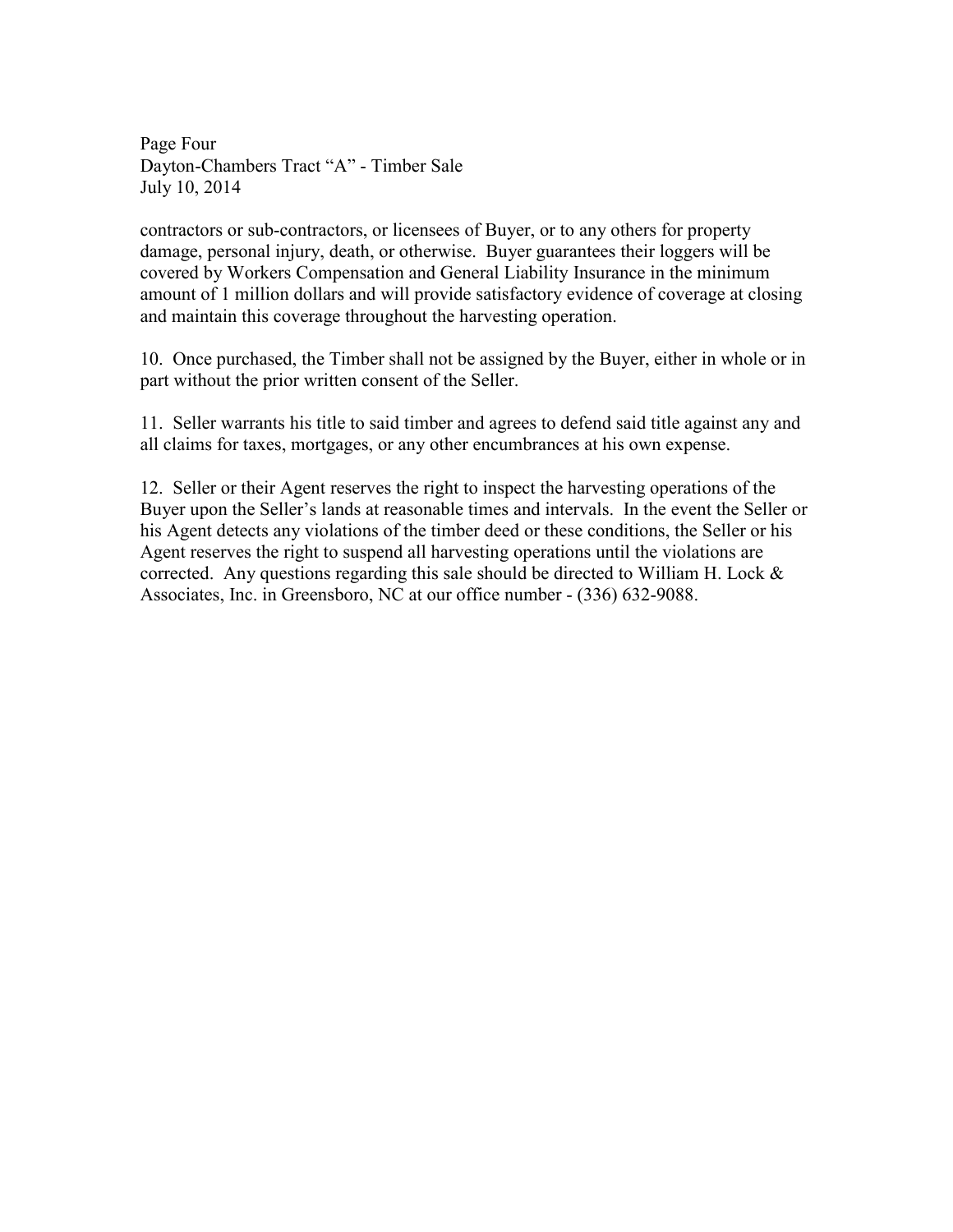contractors or sub-contractors, or licensees of Buyer, or to any others for property damage, personal injury, death, or otherwise. Buyer guarantees their loggers will be covered by Workers Compensation and General Liability Insurance in the minimum amount of 1 million dollars and will provide satisfactory evidence of coverage at closing and maintain this coverage throughout the harvesting operation.

10. Once purchased, the Timber shall not be assigned by the Buyer, either in whole or in part without the prior written consent of the Seller.

11. Seller warrants his title to said timber and agrees to defend said title against any and all claims for taxes, mortgages, or any other encumbrances at his own expense.

12. Seller or their Agent reserves the right to inspect the harvesting operations of the Buyer upon the Seller's lands at reasonable times and intervals. In the event the Seller or his Agent detects any violations of the timber deed or these conditions, the Seller or his Agent reserves the right to suspend all harvesting operations until the violations are corrected. Any questions regarding this sale should be directed to William H. Lock & Associates, Inc. in Greensboro, NC at our office number - (336) 632-9088.